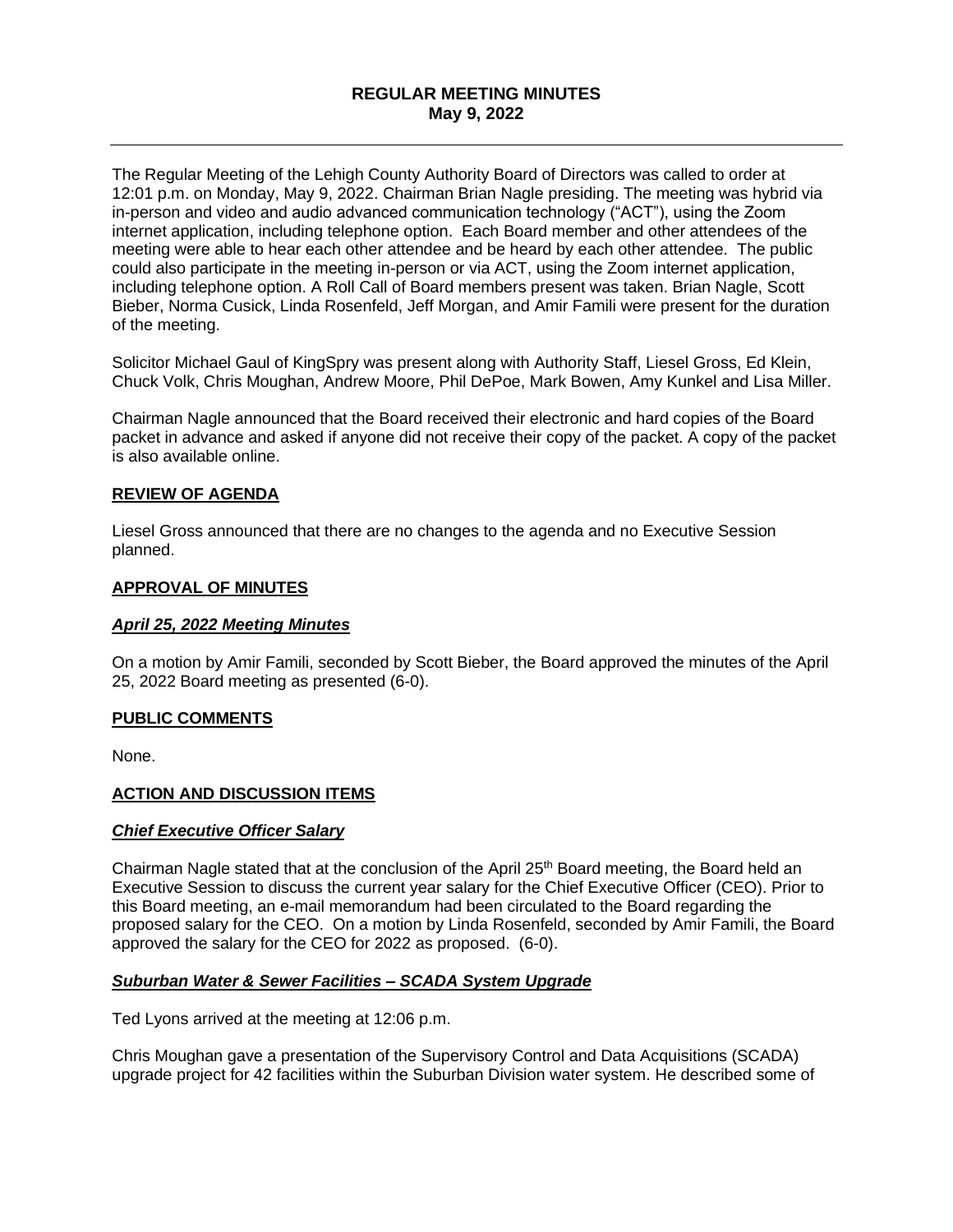# REGULAR MEETING MINUTES
## May 9, 2022

---

The Regular Meeting of the Lehigh County Authority Board of Directors was called to order at 12:01 p.m. on Monday, May 9, 2022. Chairman Brian Nagle presiding. The meeting was hybrid via in-person and video and audio advanced communication technology ("ACT"), using the Zoom internet application, including telephone option. Each Board member and other attendees of the meeting were able to hear each other attendee and be heard by each other attendee. The public could also participate in the meeting in-person or via ACT, using the Zoom internet application, including telephone option. A Roll Call of Board members present was taken. Brian Nagle, Scott Bieber, Norma Cusick, Linda Rosenfeld, Jeff Morgan, and Amir Famili were present for the duration of the meeting.

Solicitor Michael Gaul of KingSpry was present along with Authority Staff, Liesel Gross, Ed Klein, Chuck Volk, Chris Moughan, Andrew Moore, Phil DePoe, Mark Bowen, Amy Kunkel and Lisa Miller.

Chairman Nagle announced that the Board received their electronic and hard copies of the Board packet in advance and asked if anyone did not receive their copy of the packet. A copy of the packet is also available online.

### REVIEW OF AGENDA

Liesel Gross announced that there are no changes to the agenda and no Executive Session planned.

### APPROVAL OF MINUTES

#### *April 25, 2022 Meeting Minutes*

On a motion by Amir Famili, seconded by Scott Bieber, the Board approved the minutes of the April 25, 2022 Board meeting as presented (6-0).

### PUBLIC COMMENTS

None.

### ACTION AND DISCUSSION ITEMS

#### *Chief Executive Officer Salary*

Chairman Nagle stated that at the conclusion of the April 25th Board meeting, the Board held an Executive Session to discuss the current year salary for the Chief Executive Officer (CEO). Prior to this Board meeting, an e-mail memorandum had been circulated to the Board regarding the proposed salary for the CEO. On a motion by Linda Rosenfeld, seconded by Amir Famili, the Board approved the salary for the CEO for 2022 as proposed. (6-0).

#### *Suburban Water & Sewer Facilities – SCADA System Upgrade*

Ted Lyons arrived at the meeting at 12:06 p.m.

Chris Moughan gave a presentation of the Supervisory Control and Data Acquisitions (SCADA) upgrade project for 42 facilities within the Suburban Division water system. He described some of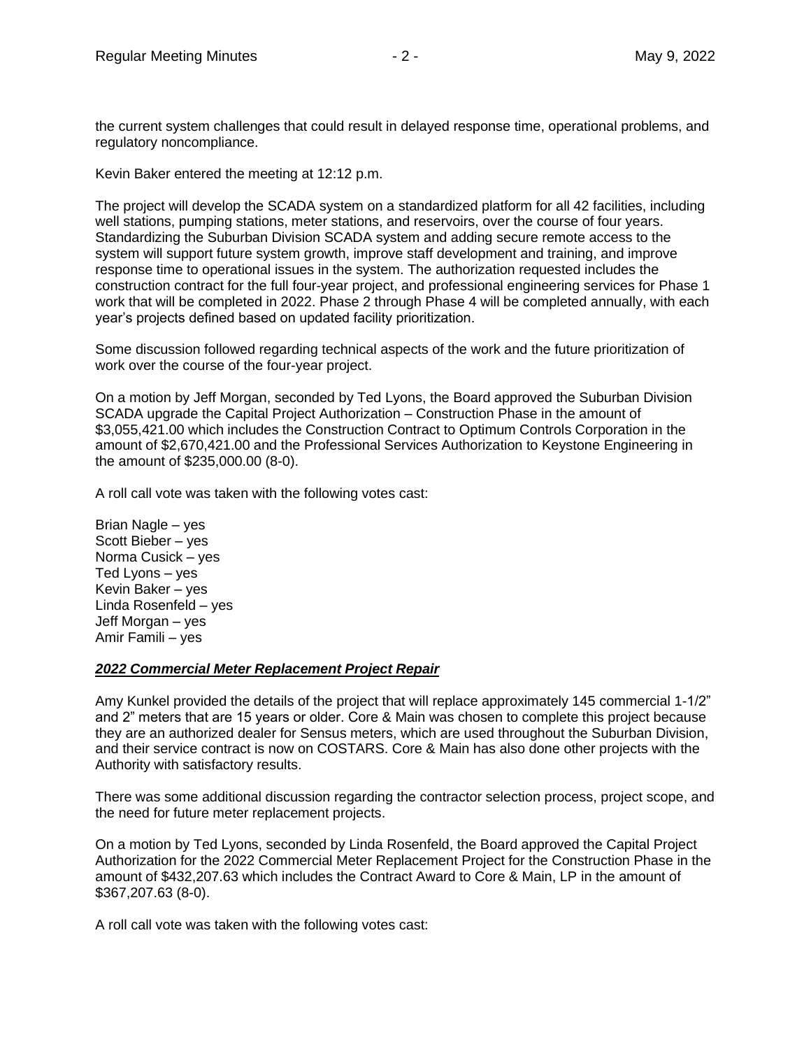the current system challenges that could result in delayed response time, operational problems, and regulatory noncompliance.

Kevin Baker entered the meeting at 12:12 p.m.

The project will develop the SCADA system on a standardized platform for all 42 facilities, including well stations, pumping stations, meter stations, and reservoirs, over the course of four years. Standardizing the Suburban Division SCADA system and adding secure remote access to the system will support future system growth, improve staff development and training, and improve response time to operational issues in the system. The authorization requested includes the construction contract for the full four-year project, and professional engineering services for Phase 1 work that will be completed in 2022. Phase 2 through Phase 4 will be completed annually, with each year's projects defined based on updated facility prioritization.

Some discussion followed regarding technical aspects of the work and the future prioritization of work over the course of the four-year project.

On a motion by Jeff Morgan, seconded by Ted Lyons, the Board approved the Suburban Division SCADA upgrade the Capital Project Authorization – Construction Phase in the amount of $3,055,421.00 which includes the Construction Contract to Optimum Controls Corporation in the amount of $2,670,421.00 and the Professional Services Authorization to Keystone Engineering in the amount of $235,000.00 (8-0).

A roll call vote was taken with the following votes cast:

Brian Nagle – yes
Scott Bieber – yes
Norma Cusick – yes
Ted Lyons – yes
Kevin Baker – yes
Linda Rosenfeld – yes
Jeff Morgan – yes
Amir Famili – yes

***2022 Commercial Meter Replacement Project Repair***

Amy Kunkel provided the details of the project that will replace approximately 145 commercial 1-1/2" and 2" meters that are 15 years or older. Core & Main was chosen to complete this project because they are an authorized dealer for Sensus meters, which are used throughout the Suburban Division, and their service contract is now on COSTARS. Core & Main has also done other projects with the Authority with satisfactory results.

There was some additional discussion regarding the contractor selection process, project scope, and the need for future meter replacement projects.

On a motion by Ted Lyons, seconded by Linda Rosenfeld, the Board approved the Capital Project Authorization for the 2022 Commercial Meter Replacement Project for the Construction Phase in the amount of $432,207.63 which includes the Contract Award to Core & Main, LP in the amount of $367,207.63 (8-0).

A roll call vote was taken with the following votes cast: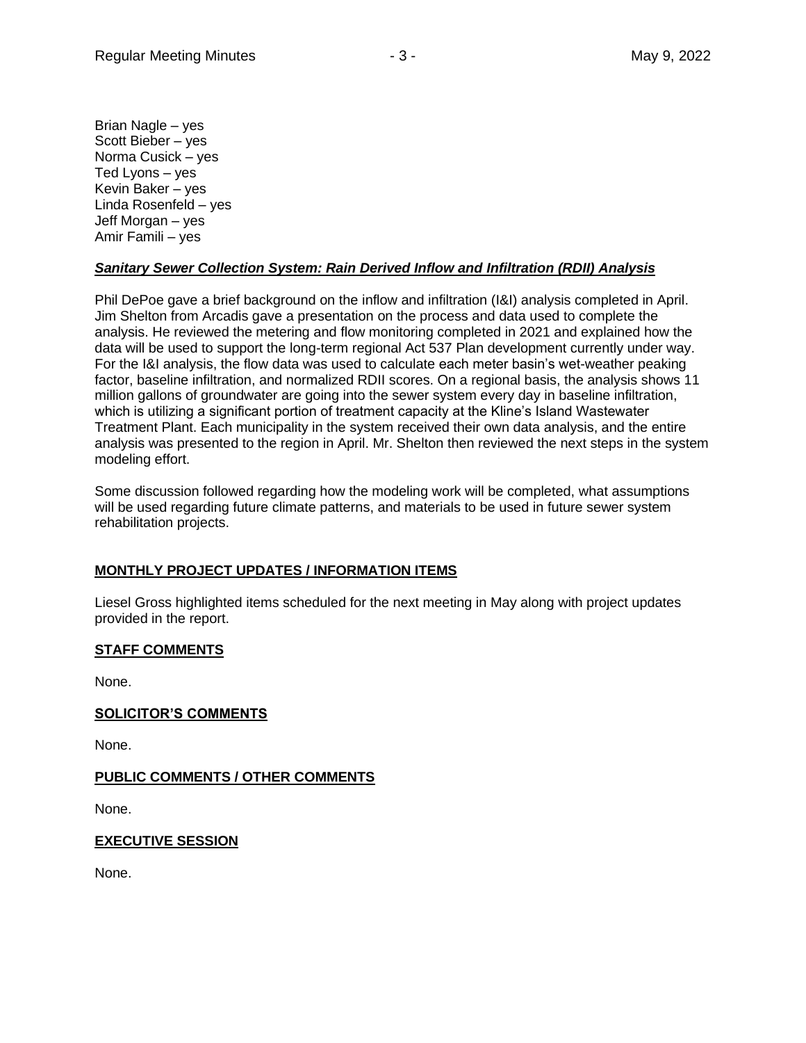Brian Nagle – yes
Scott Bieber – yes
Norma Cusick – yes
Ted Lyons – yes
Kevin Baker – yes
Linda Rosenfeld – yes
Jeff Morgan – yes
Amir Famili – yes

***Sanitary Sewer Collection System: Rain Derived Inflow and Infiltration (RDII) Analysis***

Phil DePoe gave a brief background on the inflow and infiltration (I&I) analysis completed in April. Jim Shelton from Arcadis gave a presentation on the process and data used to complete the analysis. He reviewed the metering and flow monitoring completed in 2021 and explained how the data will be used to support the long-term regional Act 537 Plan development currently under way. For the I&I analysis, the flow data was used to calculate each meter basin's wet-weather peaking factor, baseline infiltration, and normalized RDII scores. On a regional basis, the analysis shows 11 million gallons of groundwater are going into the sewer system every day in baseline infiltration, which is utilizing a significant portion of treatment capacity at the Kline's Island Wastewater Treatment Plant. Each municipality in the system received their own data analysis, and the entire analysis was presented to the region in April. Mr. Shelton then reviewed the next steps in the system modeling effort.

Some discussion followed regarding how the modeling work will be completed, what assumptions will be used regarding future climate patterns, and materials to be used in future sewer system rehabilitation projects.

**MONTHLY PROJECT UPDATES / INFORMATION ITEMS**

Liesel Gross highlighted items scheduled for the next meeting in May along with project updates provided in the report.

**STAFF COMMENTS**

None.

**SOLICITOR'S COMMENTS**

None.

**PUBLIC COMMENTS / OTHER COMMENTS**

None.

**EXECUTIVE SESSION**

None.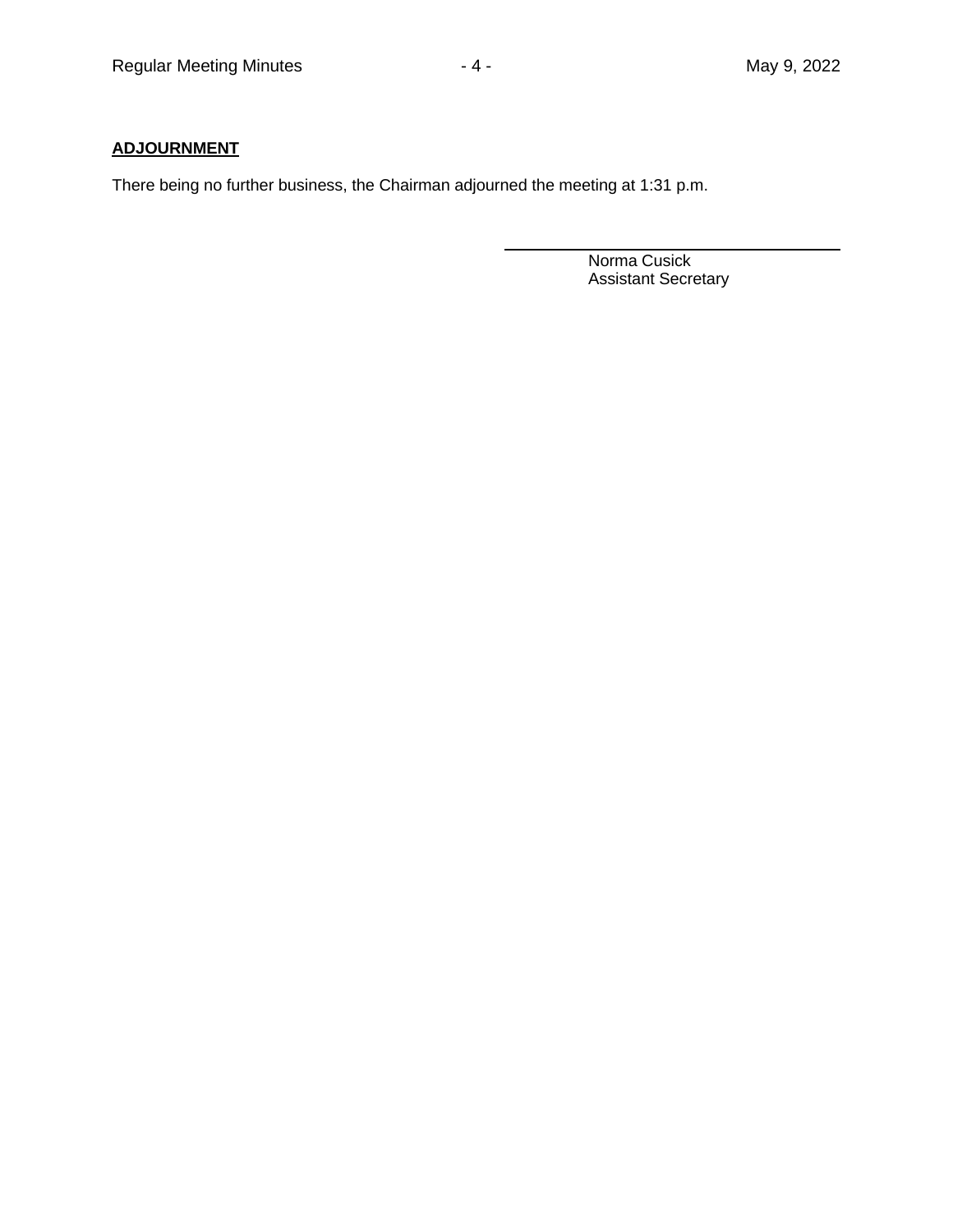**ADJOURNMENT**

There being no further business, the Chairman adjourned the meeting at 1:31 p.m.

\_\_\_\_\_\_\_\_\_\_\_\_\_\_\_\_\_\_\_\_\_\_\_\_\_\_\_\_\_\_

Norma Cusick
Assistant Secretary